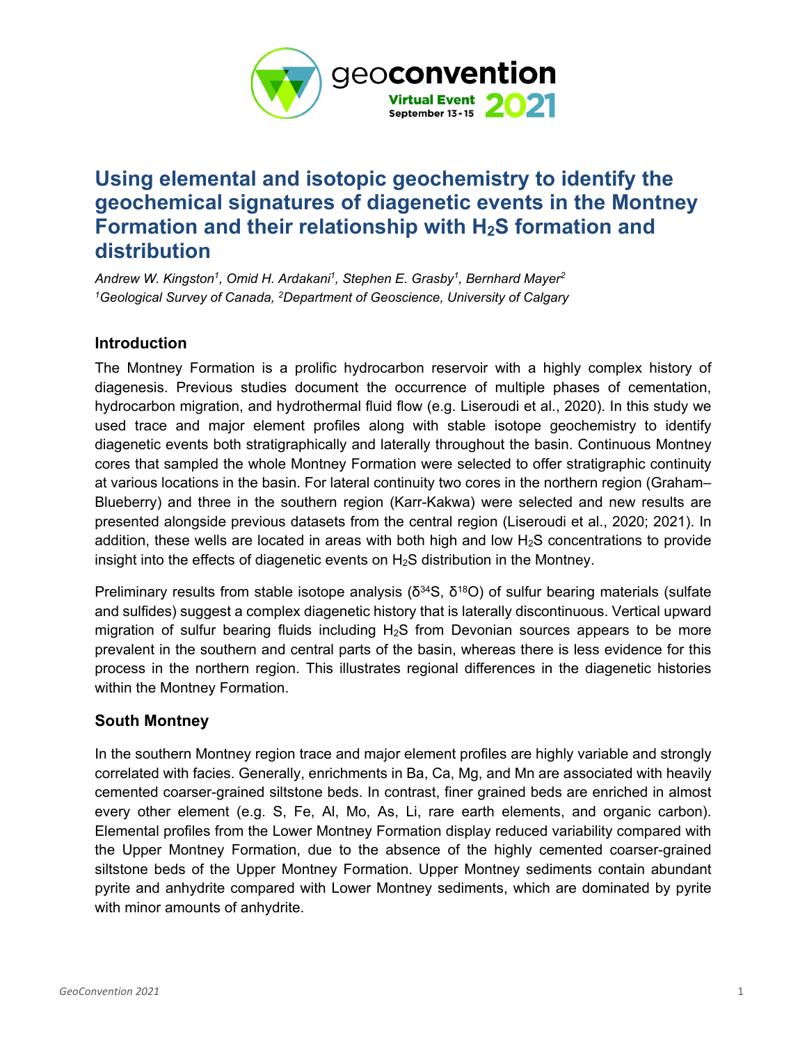# Using elemental and isotopic geochemistry to identify the geochemical signatures of diagenetic events in the Montney Formation and their relationship with $H_2S$ formation and distribution

*Andrew W. Kingston[1], Omid H. Ardakani[1], Stephen E. Grasby[1], Bernhard Mayer[2]*
*[1]Geological Survey of Canada, [2]Department of Geoscience, University of Calgary*

## Introduction

The Montney Formation is a prolific hydrocarbon reservoir with a highly complex history of diagenesis. Previous studies document the occurrence of multiple phases of cementation, hydrocarbon migration, and hydrothermal fluid flow (e.g. Liseroudi et al., 2020). In this study we used trace and major element profiles along with stable isotope geochemistry to identify diagenetic events both stratigraphically and laterally throughout the basin. Continuous Montney cores that sampled the whole Montney Formation were selected to offer stratigraphic continuity at various locations in the basin. For lateral continuity two cores in the northern region (Graham–Blueberry) and three in the southern region (Karr-Kakwa) were selected and new results are presented alongside previous datasets from the central region (Liseroudi et al., 2020; 2021). In addition, these wells are located in areas with both high and low $H_2S$ concentrations to provide insight into the effects of diagenetic events on $H_2S$ distribution in the Montney.

Preliminary results from stable isotope analysis ($\delta^{34}S$, $\delta^{18}O$) of sulfur bearing materials (sulfate and sulfides) suggest a complex diagenetic history that is laterally discontinuous. Vertical upward migration of sulfur bearing fluids including $H_2S$ from Devonian sources appears to be more prevalent in the southern and central parts of the basin, whereas there is less evidence for this process in the northern region. This illustrates regional differences in the diagenetic histories within the Montney Formation.

## South Montney

In the southern Montney region trace and major element profiles are highly variable and strongly correlated with facies. Generally, enrichments in Ba, Ca, Mg, and Mn are associated with heavily cemented coarser-grained siltstone beds. In contrast, finer grained beds are enriched in almost every other element (e.g. S, Fe, Al, Mo, As, Li, rare earth elements, and organic carbon). Elemental profiles from the Lower Montney Formation display reduced variability compared with the Upper Montney Formation, due to the absence of the highly cemented coarser-grained siltstone beds of the Upper Montney Formation. Upper Montney sediments contain abundant pyrite and anhydrite compared with Lower Montney sediments, which are dominated by pyrite with minor amounts of anhydrite.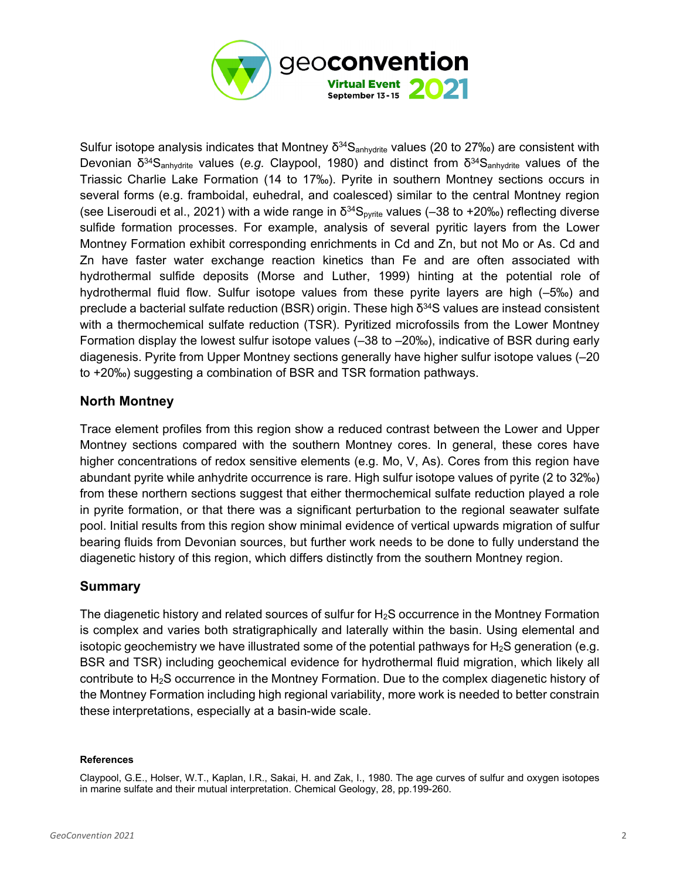Sulfur isotope analysis indicates that Montney $\delta^{34}S_{anhydrite}$ values (20 to 27‰) are consistent with Devonian $\delta^{34}S_{anhydrite}$ values (*e.g.* Claypool, 1980) and distinct from $\delta^{34}S_{anhydrite}$ values of the Triassic Charlie Lake Formation (14 to 17‰). Pyrite in southern Montney sections occurs in several forms (e.g. framboidal, euhedral, and coalesced) similar to the central Montney region (see Liseroudi et al., 2021) with a wide range in $\delta^{34}S_{pyrite}$ values (–38 to +20‰) reflecting diverse sulfide formation processes. For example, analysis of several pyritic layers from the Lower Montney Formation exhibit corresponding enrichments in Cd and Zn, but not Mo or As. Cd and Zn have faster water exchange reaction kinetics than Fe and are often associated with hydrothermal sulfide deposits (Morse and Luther, 1999) hinting at the potential role of hydrothermal fluid flow. Sulfur isotope values from these pyrite layers are high (–5‰) and preclude a bacterial sulfate reduction (BSR) origin. These high $\delta^{34}S$ values are instead consistent with a thermochemical sulfate reduction (TSR). Pyritized microfossils from the Lower Montney Formation display the lowest sulfur isotope values (–38 to –20‰), indicative of BSR during early diagenesis. Pyrite from Upper Montney sections generally have higher sulfur isotope values (–20 to +20‰) suggesting a combination of BSR and TSR formation pathways.

## North Montney

Trace element profiles from this region show a reduced contrast between the Lower and Upper Montney sections compared with the southern Montney cores. In general, these cores have higher concentrations of redox sensitive elements (e.g. Mo, V, As). Cores from this region have abundant pyrite while anhydrite occurrence is rare. High sulfur isotope values of pyrite (2 to 32‰) from these northern sections suggest that either thermochemical sulfate reduction played a role in pyrite formation, or that there was a significant perturbation to the regional seawater sulfate pool. Initial results from this region show minimal evidence of vertical upwards migration of sulfur bearing fluids from Devonian sources, but further work needs to be done to fully understand the diagenetic history of this region, which differs distinctly from the southern Montney region.

## Summary

The diagenetic history and related sources of sulfur for $H_2S$ occurrence in the Montney Formation is complex and varies both stratigraphically and laterally within the basin. Using elemental and isotopic geochemistry we have illustrated some of the potential pathways for $H_2S$ generation (e.g. BSR and TSR) including geochemical evidence for hydrothermal fluid migration, which likely all contribute to $H_2S$ occurrence in the Montney Formation. Due to the complex diagenetic history of the Montney Formation including high regional variability, more work is needed to better constrain these interpretations, especially at a basin-wide scale.

#### References

Claypool, G.E., Holser, W.T., Kaplan, I.R., Sakai, H. and Zak, I., 1980. The age curves of sulfur and oxygen isotopes in marine sulfate and their mutual interpretation. Chemical Geology, 28, pp.199-260.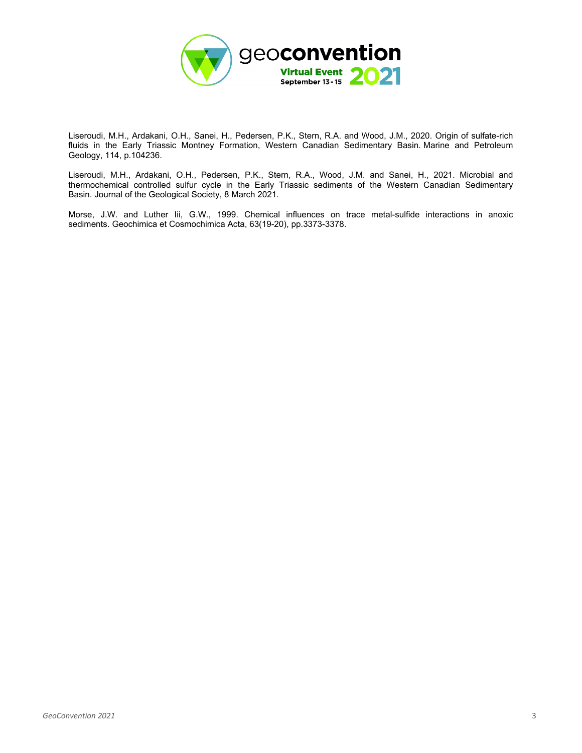Liseroudi, M.H., Ardakani, O.H., Sanei, H., Pedersen, P.K., Stern, R.A. and Wood, J.M., 2020. Origin of sulfate-rich fluids in the Early Triassic Montney Formation, Western Canadian Sedimentary Basin. Marine and Petroleum Geology, 114, p.104236.

Liseroudi, M.H., Ardakani, O.H., Pedersen, P.K., Stern, R.A., Wood, J.M. and Sanei, H., 2021. Microbial and thermochemical controlled sulfur cycle in the Early Triassic sediments of the Western Canadian Sedimentary Basin. Journal of the Geological Society, 8 March 2021.

Morse, J.W. and Luther Iii, G.W., 1999. Chemical influences on trace metal-sulfide interactions in anoxic sediments. Geochimica et Cosmochimica Acta, 63(19-20), pp.3373-3378.